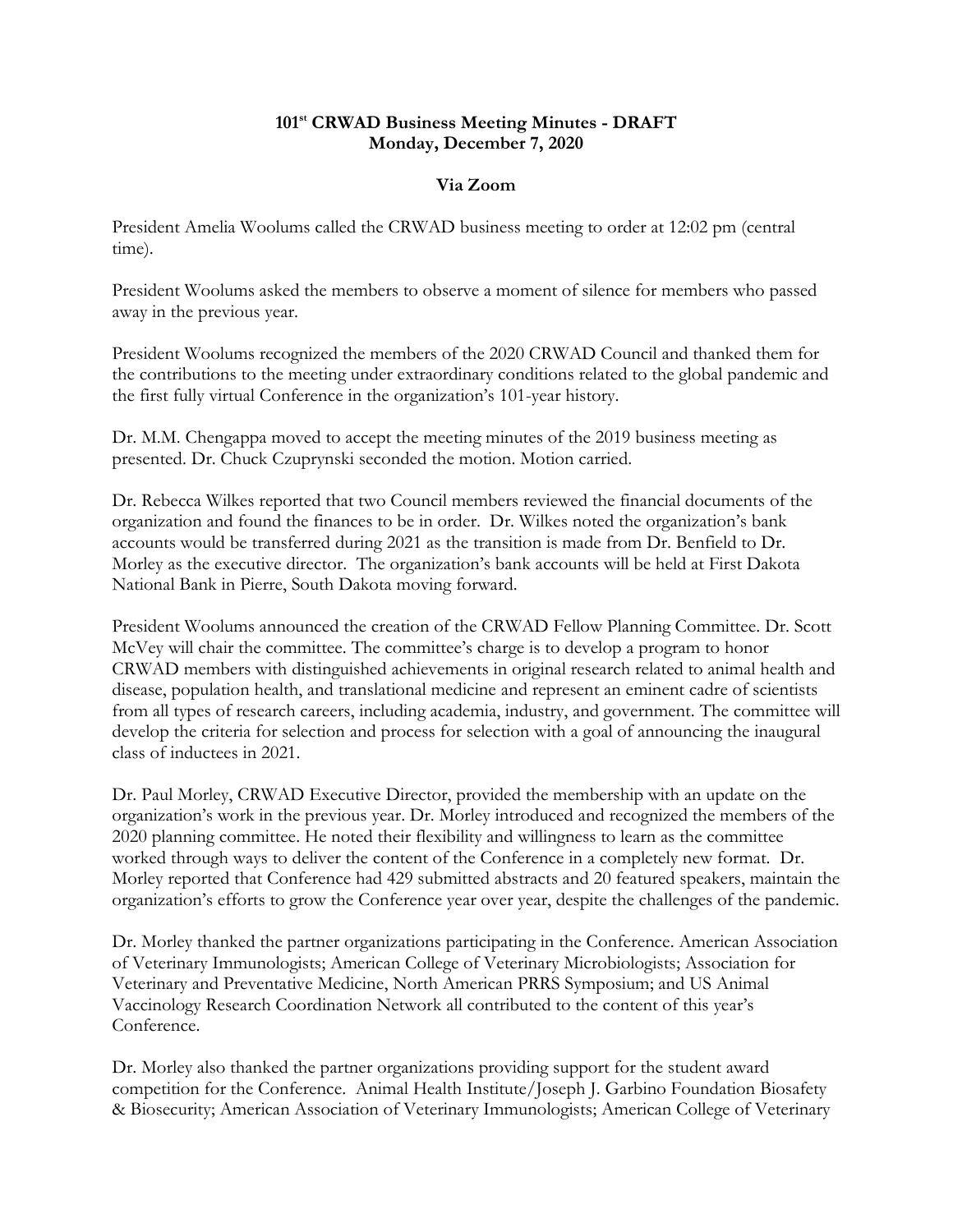# 101st CRWAD Business Meeting Minutes - DRAFT
## Monday, December 7, 2020

### Via Zoom

President Amelia Woolums called the CRWAD business meeting to order at 12:02 pm (central time).

President Woolums asked the members to observe a moment of silence for members who passed away in the previous year.

President Woolums recognized the members of the 2020 CRWAD Council and thanked them for the contributions to the meeting under extraordinary conditions related to the global pandemic and the first fully virtual Conference in the organization's 101-year history.

Dr. M.M. Chengappa moved to accept the meeting minutes of the 2019 business meeting as presented. Dr. Chuck Czuprynski seconded the motion. Motion carried.

Dr. Rebecca Wilkes reported that two Council members reviewed the financial documents of the organization and found the finances to be in order. Dr. Wilkes noted the organization's bank accounts would be transferred during 2021 as the transition is made from Dr. Benfield to Dr. Morley as the executive director. The organization's bank accounts will be held at First Dakota National Bank in Pierre, South Dakota moving forward.

President Woolums announced the creation of the CRWAD Fellow Planning Committee. Dr. Scott McVey will chair the committee. The committee's charge is to develop a program to honor CRWAD members with distinguished achievements in original research related to animal health and disease, population health, and translational medicine and represent an eminent cadre of scientists from all types of research careers, including academia, industry, and government. The committee will develop the criteria for selection and process for selection with a goal of announcing the inaugural class of inductees in 2021.

Dr. Paul Morley, CRWAD Executive Director, provided the membership with an update on the organization's work in the previous year. Dr. Morley introduced and recognized the members of the 2020 planning committee. He noted their flexibility and willingness to learn as the committee worked through ways to deliver the content of the Conference in a completely new format. Dr. Morley reported that Conference had 429 submitted abstracts and 20 featured speakers, maintain the organization's efforts to grow the Conference year over year, despite the challenges of the pandemic.

Dr. Morley thanked the partner organizations participating in the Conference. American Association of Veterinary Immunologists; American College of Veterinary Microbiologists; Association for Veterinary and Preventative Medicine, North American PRRS Symposium; and US Animal Vaccinology Research Coordination Network all contributed to the content of this year's Conference.

Dr. Morley also thanked the partner organizations providing support for the student award competition for the Conference. Animal Health Institute/Joseph J. Garbino Foundation Biosafety & Biosecurity; American Association of Veterinary Immunologists; American College of Veterinary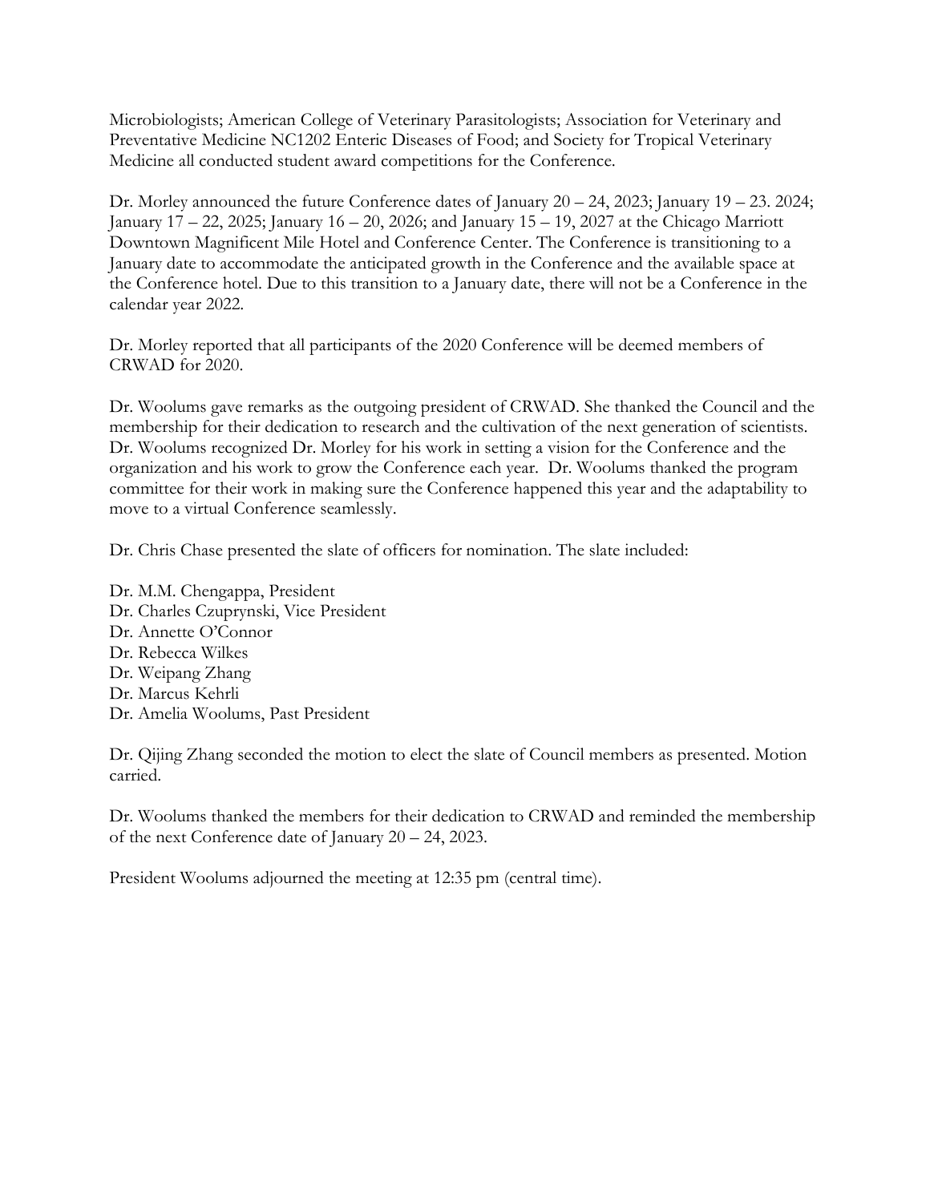Microbiologists; American College of Veterinary Parasitologists; Association for Veterinary and Preventative Medicine NC1202 Enteric Diseases of Food; and Society for Tropical Veterinary Medicine all conducted student award competitions for the Conference.

Dr. Morley announced the future Conference dates of January 20 – 24, 2023; January 19 – 23. 2024; January 17 – 22, 2025; January 16 – 20, 2026; and January 15 – 19, 2027 at the Chicago Marriott Downtown Magnificent Mile Hotel and Conference Center. The Conference is transitioning to a January date to accommodate the anticipated growth in the Conference and the available space at the Conference hotel. Due to this transition to a January date, there will not be a Conference in the calendar year 2022.

Dr. Morley reported that all participants of the 2020 Conference will be deemed members of CRWAD for 2020.

Dr. Woolums gave remarks as the outgoing president of CRWAD. She thanked the Council and the membership for their dedication to research and the cultivation of the next generation of scientists. Dr. Woolums recognized Dr. Morley for his work in setting a vision for the Conference and the organization and his work to grow the Conference each year. Dr. Woolums thanked the program committee for their work in making sure the Conference happened this year and the adaptability to move to a virtual Conference seamlessly.

Dr. Chris Chase presented the slate of officers for nomination. The slate included:

Dr. M.M. Chengappa, President
Dr. Charles Czuprynski, Vice President
Dr. Annette O'Connor
Dr. Rebecca Wilkes
Dr. Weipang Zhang
Dr. Marcus Kehrli
Dr. Amelia Woolums, Past President

Dr. Qijing Zhang seconded the motion to elect the slate of Council members as presented. Motion carried.

Dr. Woolums thanked the members for their dedication to CRWAD and reminded the membership of the next Conference date of January 20 – 24, 2023.

President Woolums adjourned the meeting at 12:35 pm (central time).